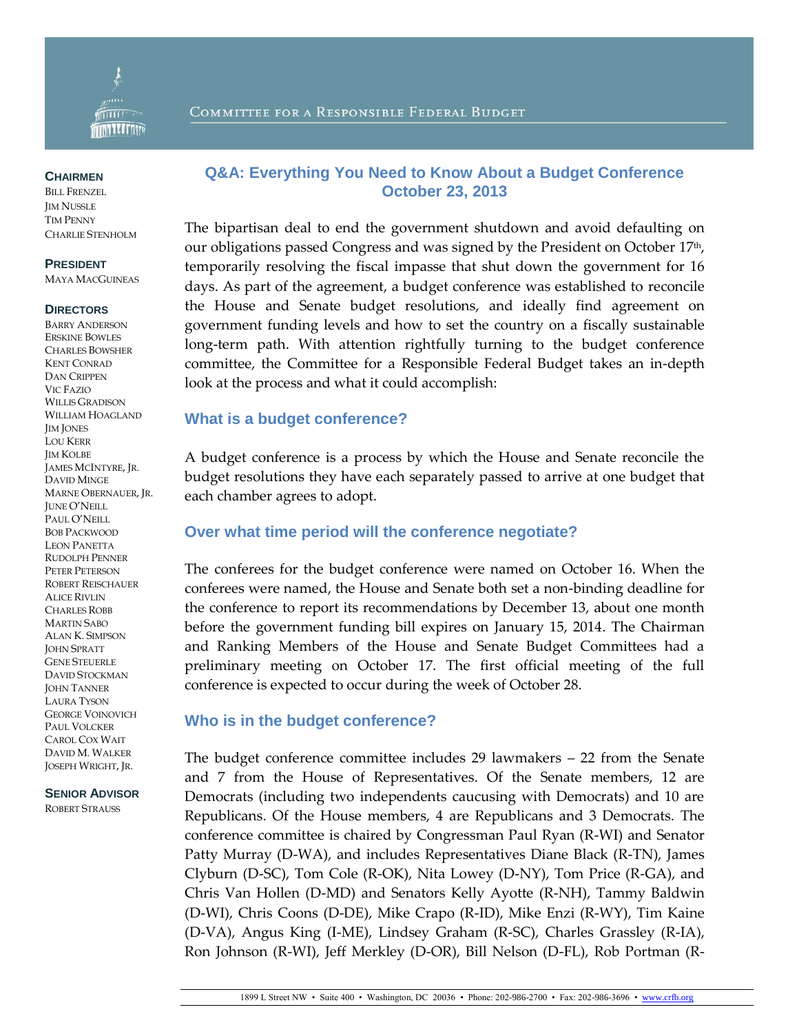COMMITTEE FOR A RESPONSIBLE FEDERAL BUDGET

**CHAIRMEN**
BILL FRENZEL
JIM NUSSLE
TIM PENNY
CHARLIE STENHOLM

**PRESIDENT**
MAYA MACGUINEAS

**DIRECTORS**
BARRY ANDERSON
ERSKINE BOWLES
CHARLES BOWSHER
KENT CONRAD
DAN CRIPPEN
VIC FAZIO
WILLIS GRADISON
WILLIAM HOAGLAND
JIM JONES
LOU KERR
JIM KOLBE
JAMES MCINTYRE, JR.
DAVID MINGE
MARNE OBERNAUER, JR.
JUNE O'NEILL
PAUL O'NEILL
BOB PACKWOOD
LEON PANETTA
RUDOLPH PENNER
PETER PETERSON
ROBERT REISCHAUER
ALICE RIVLIN
CHARLES ROBB
MARTIN SABO
ALAN K. SIMPSON
JOHN SPRATT
GENE STEUERLE
DAVID STOCKMAN
JOHN TANNER
LAURA TYSON
GEORGE VOINOVICH
PAUL VOLCKER
CAROL COX WAIT
DAVID M. WALKER
JOSEPH WRIGHT, JR.

**SENIOR ADVISOR**
ROBERT STRAUSS

# Q&A: Everything You Need to Know About a Budget Conference
## October 23, 2013

The bipartisan deal to end the government shutdown and avoid defaulting on our obligations passed Congress and was signed by the President on October 17th, temporarily resolving the fiscal impasse that shut down the government for 16 days. As part of the agreement, a budget conference was established to reconcile the House and Senate budget resolutions, and ideally find agreement on government funding levels and how to set the country on a fiscally sustainable long-term path. With attention rightfully turning to the budget conference committee, the Committee for a Responsible Federal Budget takes an in-depth look at the process and what it could accomplish:

### What is a budget conference?

A budget conference is a process by which the House and Senate reconcile the budget resolutions they have each separately passed to arrive at one budget that each chamber agrees to adopt.

### Over what time period will the conference negotiate?

The conferees for the budget conference were named on October 16. When the conferees were named, the House and Senate both set a non-binding deadline for the conference to report its recommendations by December 13, about one month before the government funding bill expires on January 15, 2014. The Chairman and Ranking Members of the House and Senate Budget Committees had a preliminary meeting on October 17. The first official meeting of the full conference is expected to occur during the week of October 28.

### Who is in the budget conference?

The budget conference committee includes 29 lawmakers – 22 from the Senate and 7 from the House of Representatives. Of the Senate members, 12 are Democrats (including two independents caucusing with Democrats) and 10 are Republicans. Of the House members, 4 are Republicans and 3 Democrats. The conference committee is chaired by Congressman Paul Ryan (R-WI) and Senator Patty Murray (D-WA), and includes Representatives Diane Black (R-TN), James Clyburn (D-SC), Tom Cole (R-OK), Nita Lowey (D-NY), Tom Price (R-GA), and Chris Van Hollen (D-MD) and Senators Kelly Ayotte (R-NH), Tammy Baldwin (D-WI), Chris Coons (D-DE), Mike Crapo (R-ID), Mike Enzi (R-WY), Tim Kaine (D-VA), Angus King (I-ME), Lindsey Graham (R-SC), Charles Grassley (R-IA), Ron Johnson (R-WI), Jeff Merkley (D-OR), Bill Nelson (D-FL), Rob Portman (R-

1899 L Street NW • Suite 400 • Washington, DC 20036 • Phone: 202-986-2700 • Fax: 202-986-3696 • www.crfb.org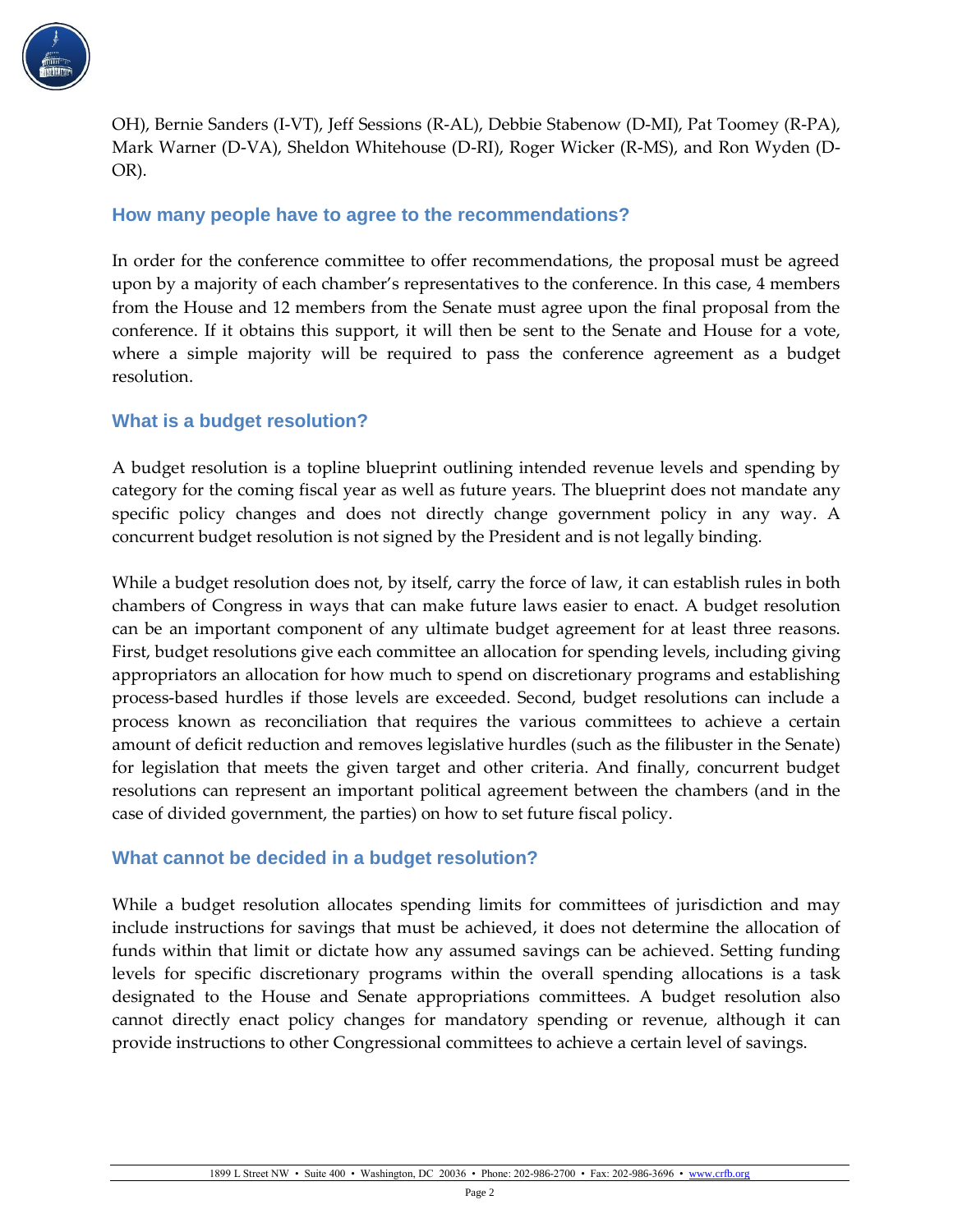OH), Bernie Sanders (I-VT), Jeff Sessions (R-AL), Debbie Stabenow (D-MI), Pat Toomey (R-PA), Mark Warner (D-VA), Sheldon Whitehouse (D-RI), Roger Wicker (R-MS), and Ron Wyden (D-OR).

### How many people have to agree to the recommendations?

In order for the conference committee to offer recommendations, the proposal must be agreed upon by a majority of each chamber's representatives to the conference. In this case, 4 members from the House and 12 members from the Senate must agree upon the final proposal from the conference. If it obtains this support, it will then be sent to the Senate and House for a vote, where a simple majority will be required to pass the conference agreement as a budget resolution.

### What is a budget resolution?

A budget resolution is a topline blueprint outlining intended revenue levels and spending by category for the coming fiscal year as well as future years. The blueprint does not mandate any specific policy changes and does not directly change government policy in any way. A concurrent budget resolution is not signed by the President and is not legally binding.

While a budget resolution does not, by itself, carry the force of law, it can establish rules in both chambers of Congress in ways that can make future laws easier to enact. A budget resolution can be an important component of any ultimate budget agreement for at least three reasons. First, budget resolutions give each committee an allocation for spending levels, including giving appropriators an allocation for how much to spend on discretionary programs and establishing process-based hurdles if those levels are exceeded. Second, budget resolutions can include a process known as reconciliation that requires the various committees to achieve a certain amount of deficit reduction and removes legislative hurdles (such as the filibuster in the Senate) for legislation that meets the given target and other criteria. And finally, concurrent budget resolutions can represent an important political agreement between the chambers (and in the case of divided government, the parties) on how to set future fiscal policy.

### What cannot be decided in a budget resolution?

While a budget resolution allocates spending limits for committees of jurisdiction and may include instructions for savings that must be achieved, it does not determine the allocation of funds within that limit or dictate how any assumed savings can be achieved. Setting funding levels for specific discretionary programs within the overall spending allocations is a task designated to the House and Senate appropriations committees. A budget resolution also cannot directly enact policy changes for mandatory spending or revenue, although it can provide instructions to other Congressional committees to achieve a certain level of savings.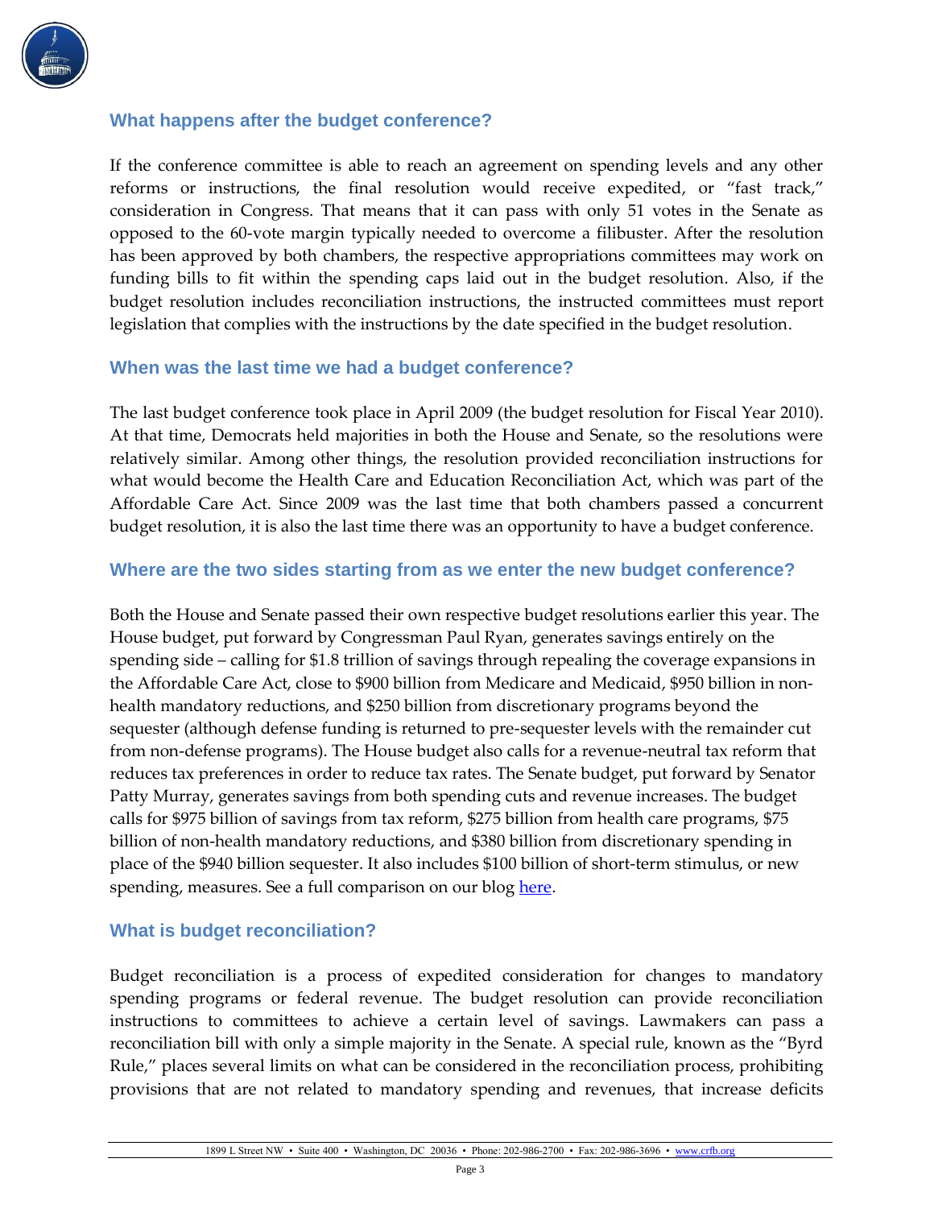## What happens after the budget conference?

If the conference committee is able to reach an agreement on spending levels and any other reforms or instructions, the final resolution would receive expedited, or "fast track," consideration in Congress. That means that it can pass with only 51 votes in the Senate as opposed to the 60-vote margin typically needed to overcome a filibuster. After the resolution has been approved by both chambers, the respective appropriations committees may work on funding bills to fit within the spending caps laid out in the budget resolution. Also, if the budget resolution includes reconciliation instructions, the instructed committees must report legislation that complies with the instructions by the date specified in the budget resolution.

## When was the last time we had a budget conference?

The last budget conference took place in April 2009 (the budget resolution for Fiscal Year 2010). At that time, Democrats held majorities in both the House and Senate, so the resolutions were relatively similar. Among other things, the resolution provided reconciliation instructions for what would become the Health Care and Education Reconciliation Act, which was part of the Affordable Care Act. Since 2009 was the last time that both chambers passed a concurrent budget resolution, it is also the last time there was an opportunity to have a budget conference.

## Where are the two sides starting from as we enter the new budget conference?

Both the House and Senate passed their own respective budget resolutions earlier this year. The House budget, put forward by Congressman Paul Ryan, generates savings entirely on the spending side – calling for $1.8 trillion of savings through repealing the coverage expansions in the Affordable Care Act, close to $900 billion from Medicare and Medicaid, $950 billion in non-health mandatory reductions, and $250 billion from discretionary programs beyond the sequester (although defense funding is returned to pre-sequester levels with the remainder cut from non-defense programs). The House budget also calls for a revenue-neutral tax reform that reduces tax preferences in order to reduce tax rates. The Senate budget, put forward by Senator Patty Murray, generates savings from both spending cuts and revenue increases. The budget calls for $975 billion of savings from tax reform, $275 billion from health care programs, $75 billion of non-health mandatory reductions, and $380 billion from discretionary spending in place of the $940 billion sequester. It also includes $100 billion of short-term stimulus, or new spending, measures. See a full comparison on our blog here.

## What is budget reconciliation?

Budget reconciliation is a process of expedited consideration for changes to mandatory spending programs or federal revenue. The budget resolution can provide reconciliation instructions to committees to achieve a certain level of savings. Lawmakers can pass a reconciliation bill with only a simple majority in the Senate. A special rule, known as the "Byrd Rule," places several limits on what can be considered in the reconciliation process, prohibiting provisions that are not related to mandatory spending and revenues, that increase deficits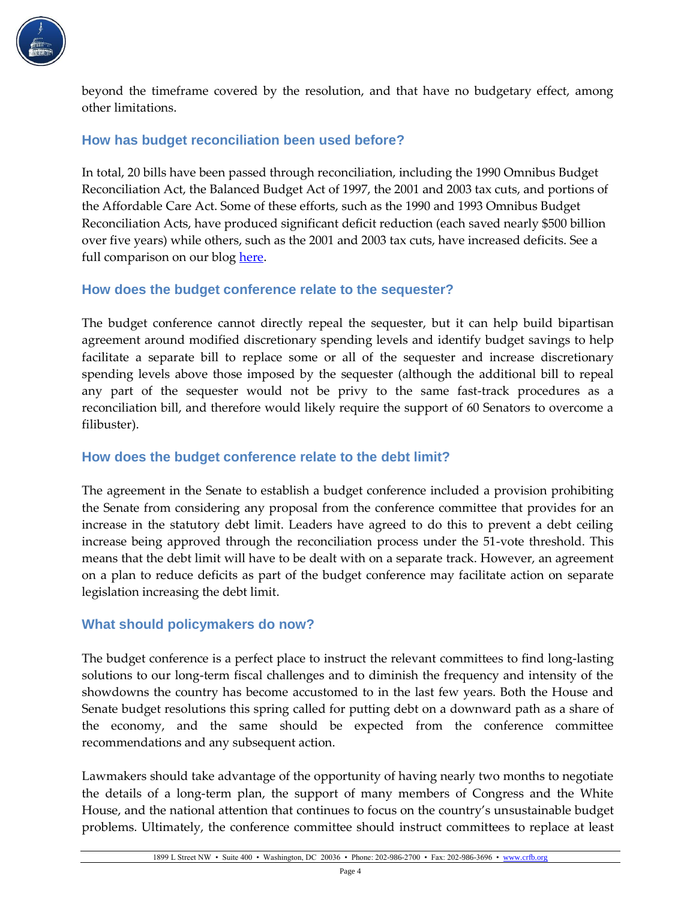beyond the timeframe covered by the resolution, and that have no budgetary effect, among other limitations.

## How has budget reconciliation been used before?

In total, 20 bills have been passed through reconciliation, including the 1990 Omnibus Budget Reconciliation Act, the Balanced Budget Act of 1997, the 2001 and 2003 tax cuts, and portions of the Affordable Care Act. Some of these efforts, such as the 1990 and 1993 Omnibus Budget Reconciliation Acts, have produced significant deficit reduction (each saved nearly $500 billion over five years) while others, such as the 2001 and 2003 tax cuts, have increased deficits. See a full comparison on our blog [here](#).

## How does the budget conference relate to the sequester?

The budget conference cannot directly repeal the sequester, but it can help build bipartisan agreement around modified discretionary spending levels and identify budget savings to help facilitate a separate bill to replace some or all of the sequester and increase discretionary spending levels above those imposed by the sequester (although the additional bill to repeal any part of the sequester would not be privy to the same fast-track procedures as a reconciliation bill, and therefore would likely require the support of 60 Senators to overcome a filibuster).

## How does the budget conference relate to the debt limit?

The agreement in the Senate to establish a budget conference included a provision prohibiting the Senate from considering any proposal from the conference committee that provides for an increase in the statutory debt limit. Leaders have agreed to do this to prevent a debt ceiling increase being approved through the reconciliation process under the 51-vote threshold. This means that the debt limit will have to be dealt with on a separate track. However, an agreement on a plan to reduce deficits as part of the budget conference may facilitate action on separate legislation increasing the debt limit.

## What should policymakers do now?

The budget conference is a perfect place to instruct the relevant committees to find long-lasting solutions to our long-term fiscal challenges and to diminish the frequency and intensity of the showdowns the country has become accustomed to in the last few years. Both the House and Senate budget resolutions this spring called for putting debt on a downward path as a share of the economy, and the same should be expected from the conference committee recommendations and any subsequent action.

Lawmakers should take advantage of the opportunity of having nearly two months to negotiate the details of a long-term plan, the support of many members of Congress and the White House, and the national attention that continues to focus on the country's unsustainable budget problems. Ultimately, the conference committee should instruct committees to replace at least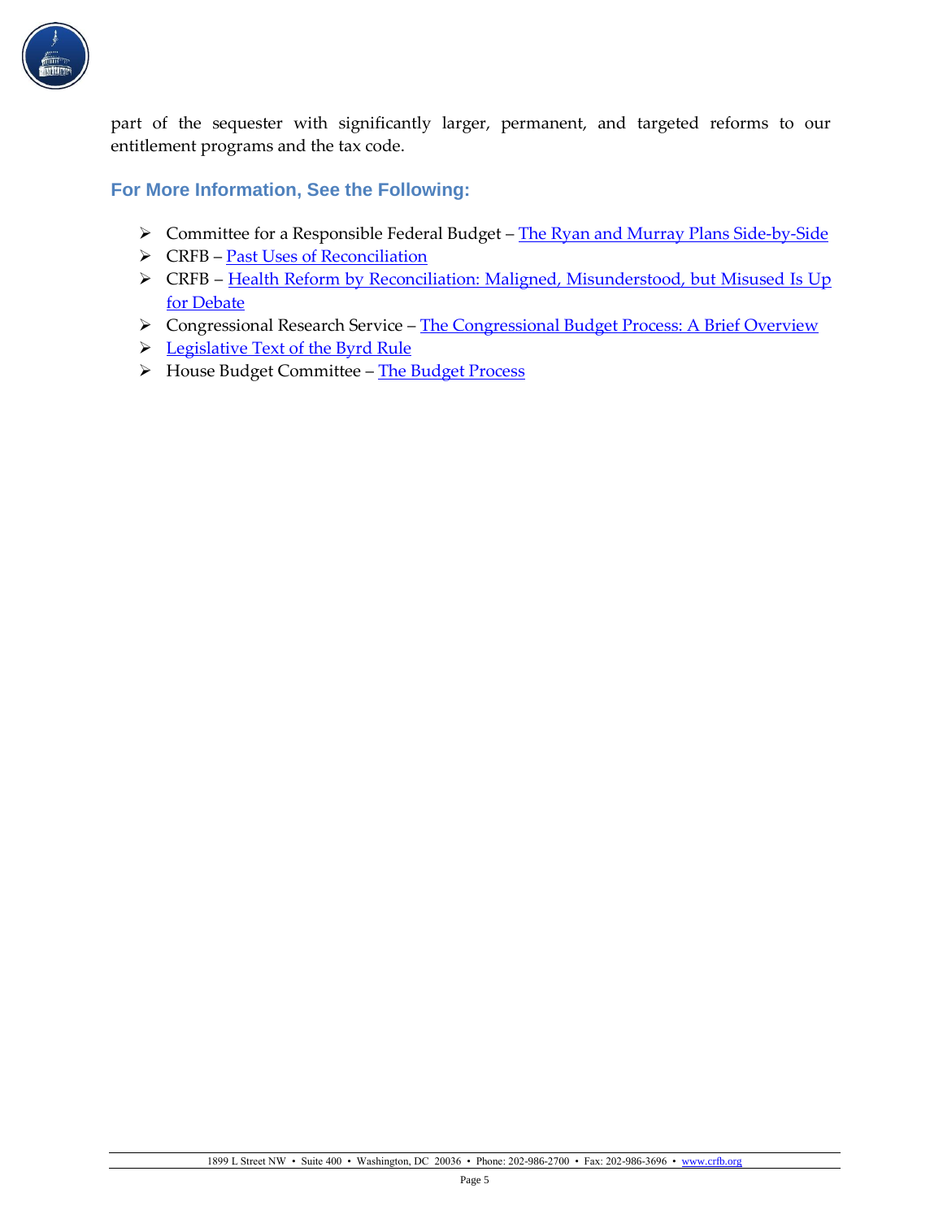part of the sequester with significantly larger, permanent, and targeted reforms to our entitlement programs and the tax code.

### For More Information, See the Following:

- Committee for a Responsible Federal Budget – The Ryan and Murray Plans Side-by-Side
- CRFB – Past Uses of Reconciliation
- CRFB – Health Reform by Reconciliation: Maligned, Misunderstood, but Misused Is Up for Debate
- Congressional Research Service – The Congressional Budget Process: A Brief Overview
- Legislative Text of the Byrd Rule
- House Budget Committee – The Budget Process